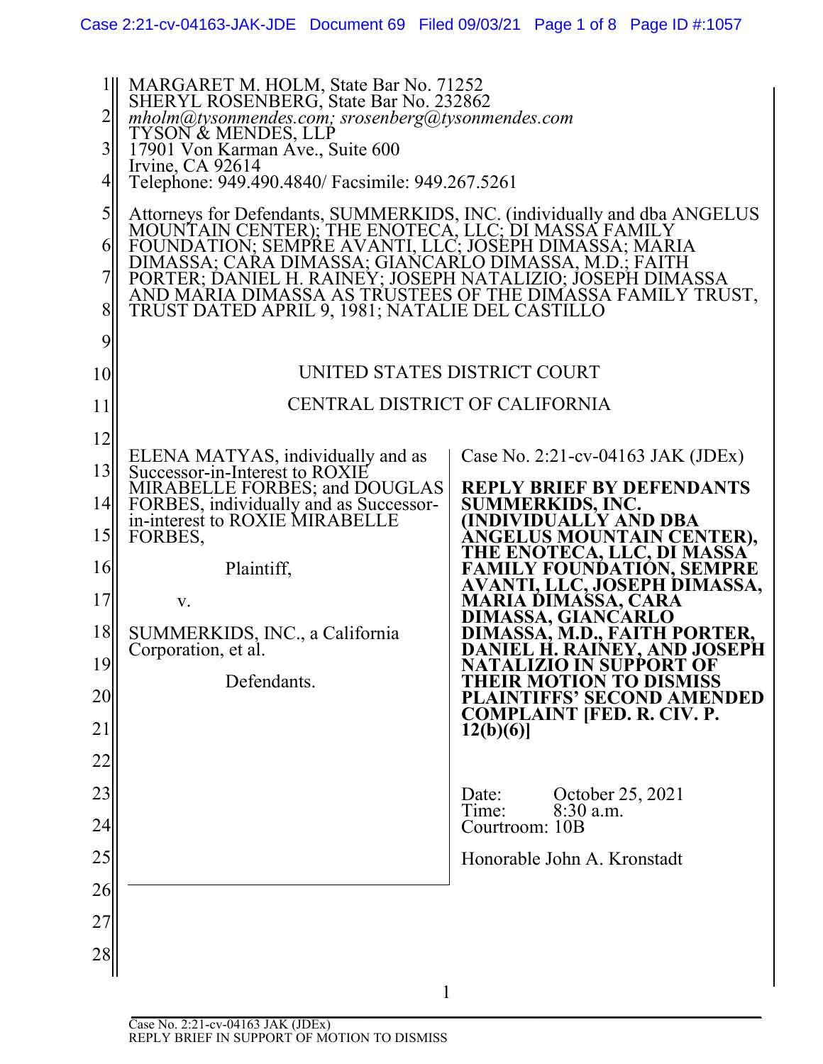MARGARET M. HOLM, State Bar No. 71252
SHERYL ROSENBERG, State Bar No. 232862
*mholm@tysonmendes.com; srosenberg@tysonmendes.com*
TYSON & MENDES, LLP
17901 Von Karman Ave., Suite 600
Irvine, CA 92614
Telephone: 949.490.4840/ Facsimile: 949.267.5261

Attorneys for Defendants, SUMMERKIDS, INC. (individually and dba ANGELUS MOUNTAIN CENTER); THE ENOTECA, LLC; DI MASSA FAMILY FOUNDATION; SEMPRE AVANTI, LLC; JOSEPH DIMASSA; MARIA DIMASSA; CARA DIMASSA; GIANCARLO DIMASSA, M.D.; FAITH PORTER; DANIEL H. RAINEY; JOSEPH NATALIZIO; JOSEPH DIMASSA AND MARIA DIMASSA AS TRUSTEES OF THE DIMASSA FAMILY TRUST, TRUST DATED APRIL 9, 1981; NATALIE DEL CASTILLO

UNITED STATES DISTRICT COURT

CENTRAL DISTRICT OF CALIFORNIA

ELENA MATYAS, individually and as Successor-in-Interest to ROXIE MIRABELLE FORBES; and DOUGLAS FORBES, individually and as Successor-in-interest to ROXIE MIRABELLE FORBES,

Plaintiff,

v.

SUMMERKIDS, INC., a California Corporation, et al.

Defendants.

Case No. 2:21-cv-04163 JAK (JDEx)

**REPLY BRIEF BY DEFENDANTS SUMMERKIDS, INC. (INDIVIDUALLY AND DBA ANGELUS MOUNTAIN CENTER), THE ENOTECA, LLC, DI MASSA FAMILY FOUNDATION, SEMPRE AVANTI, LLC, JOSEPH DIMASSA, MARIA DIMASSA, CARA DIMASSA, GIANCARLO DIMASSA, M.D., FAITH PORTER, DANIEL H. RAINEY, AND JOSEPH NATALIZIO IN SUPPORT OF THEIR MOTION TO DISMISS PLAINTIFFS' SECOND AMENDED COMPLAINT [FED. R. CIV. P. 12(b)(6)]**

Date: October 25, 2021
Time: 8:30 a.m.
Courtroom: 10B

Honorable John A. Kronstadt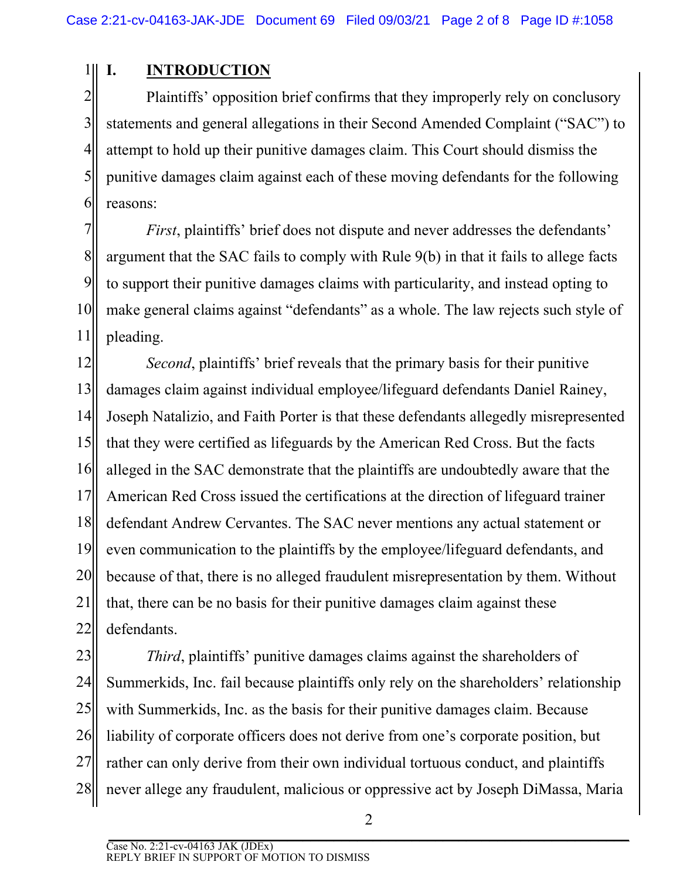## I. INTRODUCTION

Plaintiffs' opposition brief confirms that they improperly rely on conclusory statements and general allegations in their Second Amended Complaint ("SAC") to attempt to hold up their punitive damages claim. This Court should dismiss the punitive damages claim against each of these moving defendants for the following reasons:

*First*, plaintiffs' brief does not dispute and never addresses the defendants' argument that the SAC fails to comply with Rule 9(b) in that it fails to allege facts to support their punitive damages claims with particularity, and instead opting to make general claims against "defendants" as a whole. The law rejects such style of pleading.

*Second*, plaintiffs' brief reveals that the primary basis for their punitive damages claim against individual employee/lifeguard defendants Daniel Rainey, Joseph Natalizio, and Faith Porter is that these defendants allegedly misrepresented that they were certified as lifeguards by the American Red Cross. But the facts alleged in the SAC demonstrate that the plaintiffs are undoubtedly aware that the American Red Cross issued the certifications at the direction of lifeguard trainer defendant Andrew Cervantes. The SAC never mentions any actual statement or even communication to the plaintiffs by the employee/lifeguard defendants, and because of that, there is no alleged fraudulent misrepresentation by them. Without that, there can be no basis for their punitive damages claim against these defendants.

*Third*, plaintiffs' punitive damages claims against the shareholders of Summerkids, Inc. fail because plaintiffs only rely on the shareholders' relationship with Summerkids, Inc. as the basis for their punitive damages claim. Because liability of corporate officers does not derive from one's corporate position, but rather can only derive from their own individual tortuous conduct, and plaintiffs never allege any fraudulent, malicious or oppressive act by Joseph DiMassa, Maria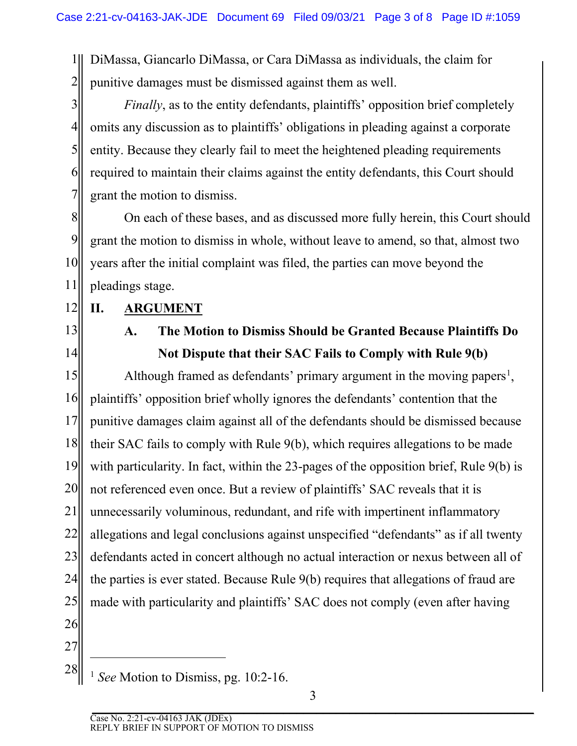DiMassa, Giancarlo DiMassa, or Cara DiMassa as individuals, the claim for punitive damages must be dismissed against them as well.

*Finally*, as to the entity defendants, plaintiffs' opposition brief completely omits any discussion as to plaintiffs' obligations in pleading against a corporate entity. Because they clearly fail to meet the heightened pleading requirements required to maintain their claims against the entity defendants, this Court should grant the motion to dismiss.

On each of these bases, and as discussed more fully herein, this Court should grant the motion to dismiss in whole, without leave to amend, so that, almost two years after the initial complaint was filed, the parties can move beyond the pleadings stage.

## II. ARGUMENT

### A. The Motion to Dismiss Should be Granted Because Plaintiffs Do Not Dispute that their SAC Fails to Comply with Rule 9(b)

Although framed as defendants' primary argument in the moving papers[1], plaintiffs' opposition brief wholly ignores the defendants' contention that the punitive damages claim against all of the defendants should be dismissed because their SAC fails to comply with Rule 9(b), which requires allegations to be made with particularity. In fact, within the 23-pages of the opposition brief, Rule 9(b) is not referenced even once. But a review of plaintiffs' SAC reveals that it is unnecessarily voluminous, redundant, and rife with impertinent inflammatory allegations and legal conclusions against unspecified "defendants" as if all twenty defendants acted in concert although no actual interaction or nexus between all of the parties is ever stated. Because Rule 9(b) requires that allegations of fraud are made with particularity and plaintiffs' SAC does not comply (even after having

---

[1] *See* Motion to Dismiss, pg. 10:2-16.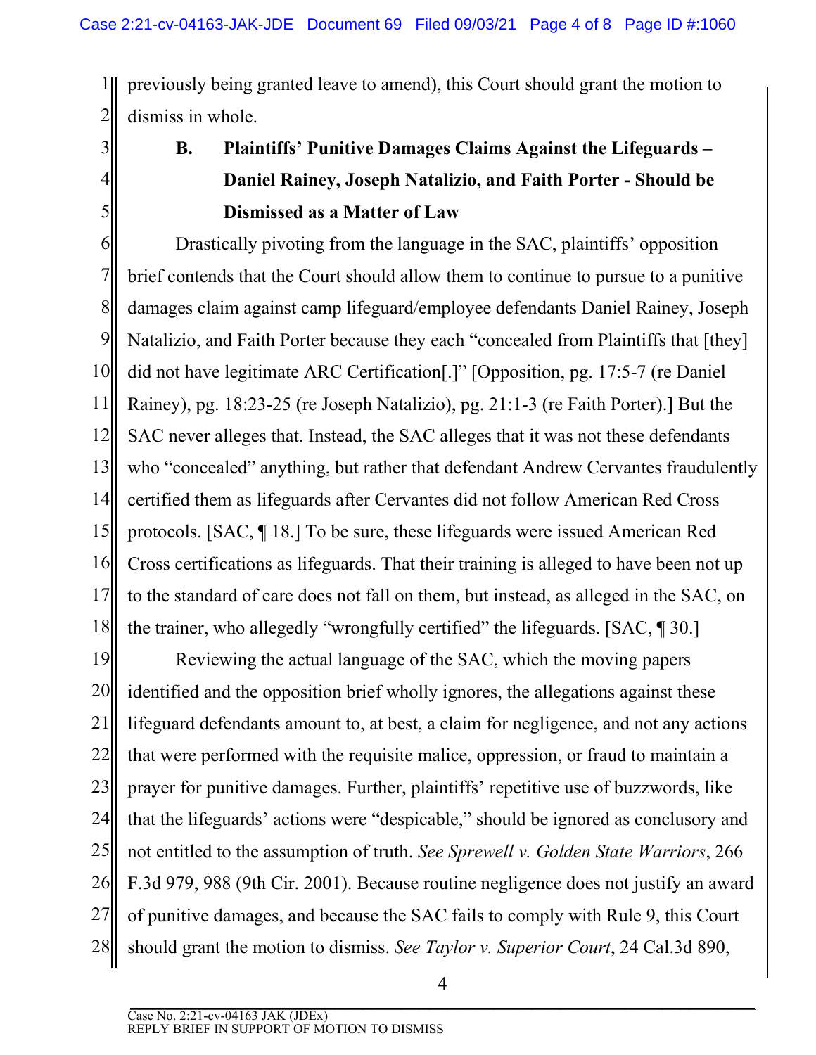previously being granted leave to amend), this Court should grant the motion to dismiss in whole.

### B. Plaintiffs' Punitive Damages Claims Against the Lifeguards – Daniel Rainey, Joseph Natalizio, and Faith Porter - Should be Dismissed as a Matter of Law

Drastically pivoting from the language in the SAC, plaintiffs' opposition brief contends that the Court should allow them to continue to pursue to a punitive damages claim against camp lifeguard/employee defendants Daniel Rainey, Joseph Natalizio, and Faith Porter because they each "concealed from Plaintiffs that [they] did not have legitimate ARC Certification[.]" [Opposition, pg. 17:5-7 (re Daniel Rainey), pg. 18:23-25 (re Joseph Natalizio), pg. 21:1-3 (re Faith Porter).] But the SAC never alleges that. Instead, the SAC alleges that it was not these defendants who "concealed" anything, but rather that defendant Andrew Cervantes fraudulently certified them as lifeguards after Cervantes did not follow American Red Cross protocols. [SAC, ¶ 18.] To be sure, these lifeguards were issued American Red Cross certifications as lifeguards. That their training is alleged to have been not up to the standard of care does not fall on them, but instead, as alleged in the SAC, on the trainer, who allegedly "wrongfully certified" the lifeguards. [SAC, ¶ 30.]

Reviewing the actual language of the SAC, which the moving papers identified and the opposition brief wholly ignores, the allegations against these lifeguard defendants amount to, at best, a claim for negligence, and not any actions that were performed with the requisite malice, oppression, or fraud to maintain a prayer for punitive damages. Further, plaintiffs' repetitive use of buzzwords, like that the lifeguards' actions were "despicable," should be ignored as conclusory and not entitled to the assumption of truth. *See Sprewell v. Golden State Warriors*, 266 F.3d 979, 988 (9th Cir. 2001). Because routine negligence does not justify an award of punitive damages, and because the SAC fails to comply with Rule 9, this Court should grant the motion to dismiss. *See Taylor v. Superior Court*, 24 Cal.3d 890,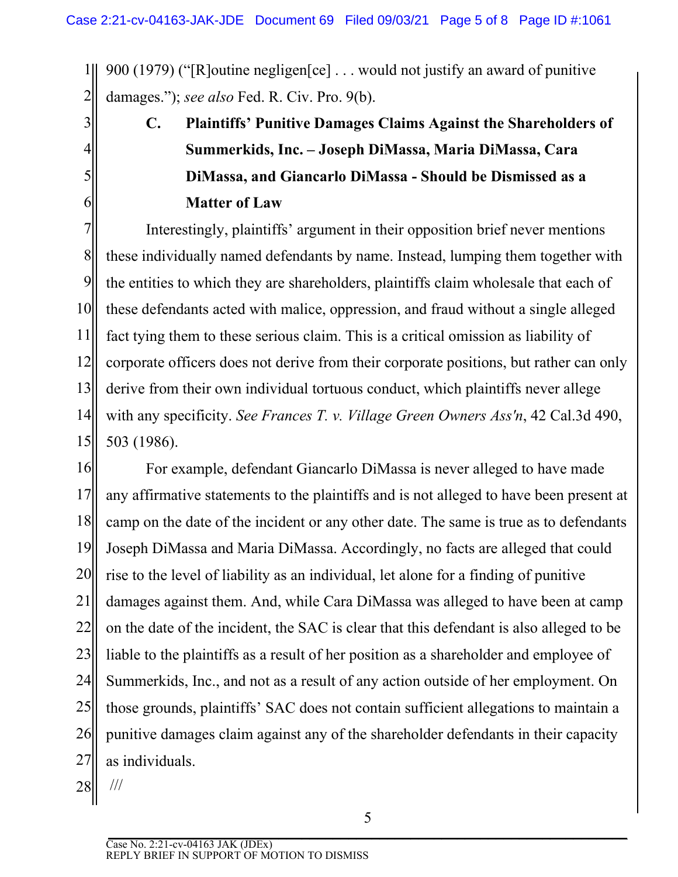900 (1979) ("[R]outine negligen[ce] . . . would not justify an award of punitive damages."); *see also* Fed. R. Civ. Pro. 9(b).

### C. Plaintiffs' Punitive Damages Claims Against the Shareholders of Summerkids, Inc. – Joseph DiMassa, Maria DiMassa, Cara DiMassa, and Giancarlo DiMassa - Should be Dismissed as a Matter of Law

Interestingly, plaintiffs' argument in their opposition brief never mentions these individually named defendants by name. Instead, lumping them together with the entities to which they are shareholders, plaintiffs claim wholesale that each of these defendants acted with malice, oppression, and fraud without a single alleged fact tying them to these serious claim. This is a critical omission as liability of corporate officers does not derive from their corporate positions, but rather can only derive from their own individual tortuous conduct, which plaintiffs never allege with any specificity. *See Frances T. v. Village Green Owners Ass'n*, 42 Cal.3d 490, 503 (1986).

For example, defendant Giancarlo DiMassa is never alleged to have made any affirmative statements to the plaintiffs and is not alleged to have been present at camp on the date of the incident or any other date. The same is true as to defendants Joseph DiMassa and Maria DiMassa. Accordingly, no facts are alleged that could rise to the level of liability as an individual, let alone for a finding of punitive damages against them. And, while Cara DiMassa was alleged to have been at camp on the date of the incident, the SAC is clear that this defendant is also alleged to be liable to the plaintiffs as a result of her position as a shareholder and employee of Summerkids, Inc., and not as a result of any action outside of her employment. On those grounds, plaintiffs' SAC does not contain sufficient allegations to maintain a punitive damages claim against any of the shareholder defendants in their capacity as individuals.

///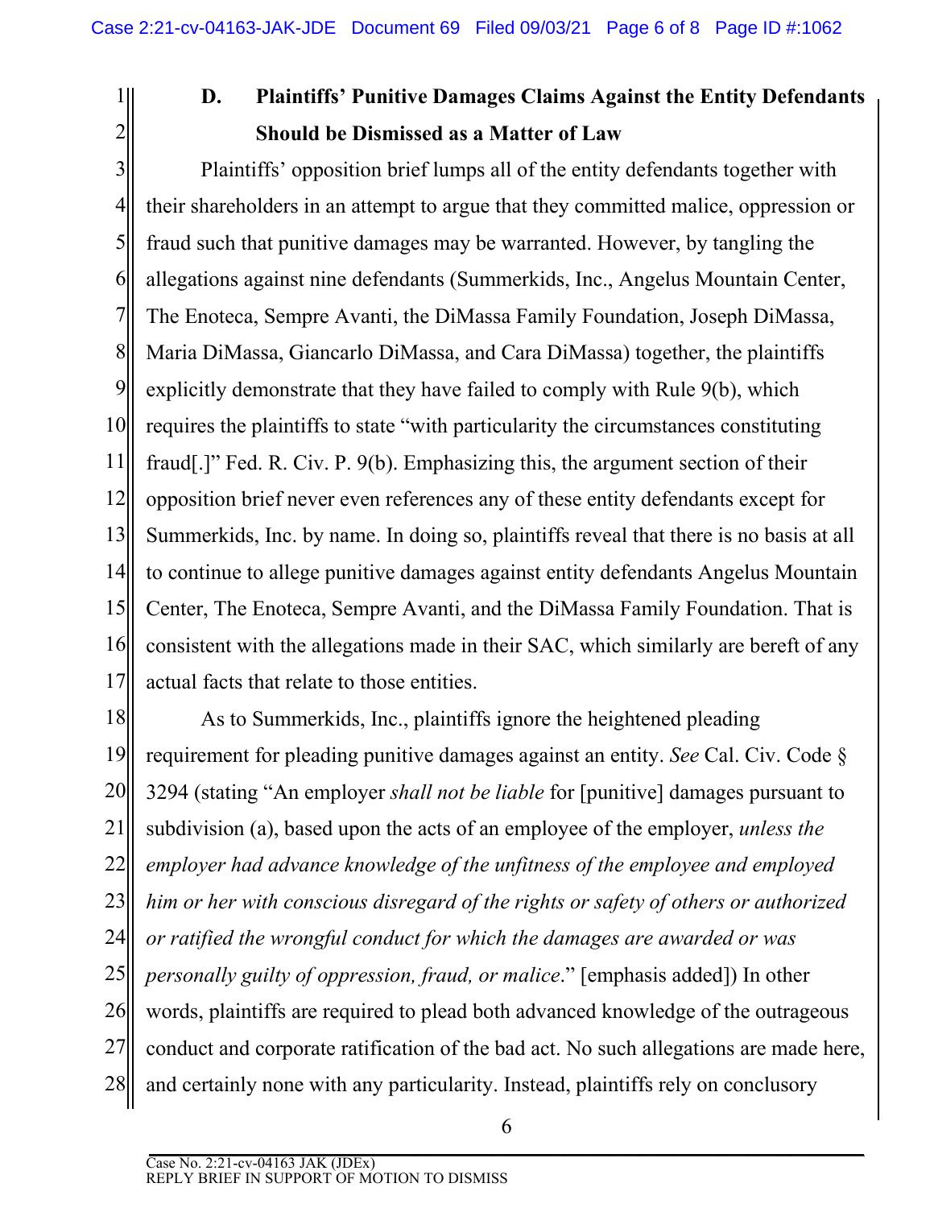### D. Plaintiffs' Punitive Damages Claims Against the Entity Defendants Should be Dismissed as a Matter of Law

Plaintiffs' opposition brief lumps all of the entity defendants together with their shareholders in an attempt to argue that they committed malice, oppression or fraud such that punitive damages may be warranted. However, by tangling the allegations against nine defendants (Summerkids, Inc., Angelus Mountain Center, The Enoteca, Sempre Avanti, the DiMassa Family Foundation, Joseph DiMassa, Maria DiMassa, Giancarlo DiMassa, and Cara DiMassa) together, the plaintiffs explicitly demonstrate that they have failed to comply with Rule 9(b), which requires the plaintiffs to state "with particularity the circumstances constituting fraud[.]" Fed. R. Civ. P. 9(b). Emphasizing this, the argument section of their opposition brief never even references any of these entity defendants except for Summerkids, Inc. by name. In doing so, plaintiffs reveal that there is no basis at all to continue to allege punitive damages against entity defendants Angelus Mountain Center, The Enoteca, Sempre Avanti, and the DiMassa Family Foundation. That is consistent with the allegations made in their SAC, which similarly are bereft of any actual facts that relate to those entities.

As to Summerkids, Inc., plaintiffs ignore the heightened pleading requirement for pleading punitive damages against an entity. *See* Cal. Civ. Code § 3294 (stating "An employer *shall not be liable* for [punitive] damages pursuant to subdivision (a), based upon the acts of an employee of the employer, *unless the employer had advance knowledge of the unfitness of the employee and employed him or her with conscious disregard of the rights or safety of others or authorized or ratified the wrongful conduct for which the damages are awarded or was personally guilty of oppression, fraud, or malice*." [emphasis added]) In other words, plaintiffs are required to plead both advanced knowledge of the outrageous conduct and corporate ratification of the bad act. No such allegations are made here, and certainly none with any particularity. Instead, plaintiffs rely on conclusory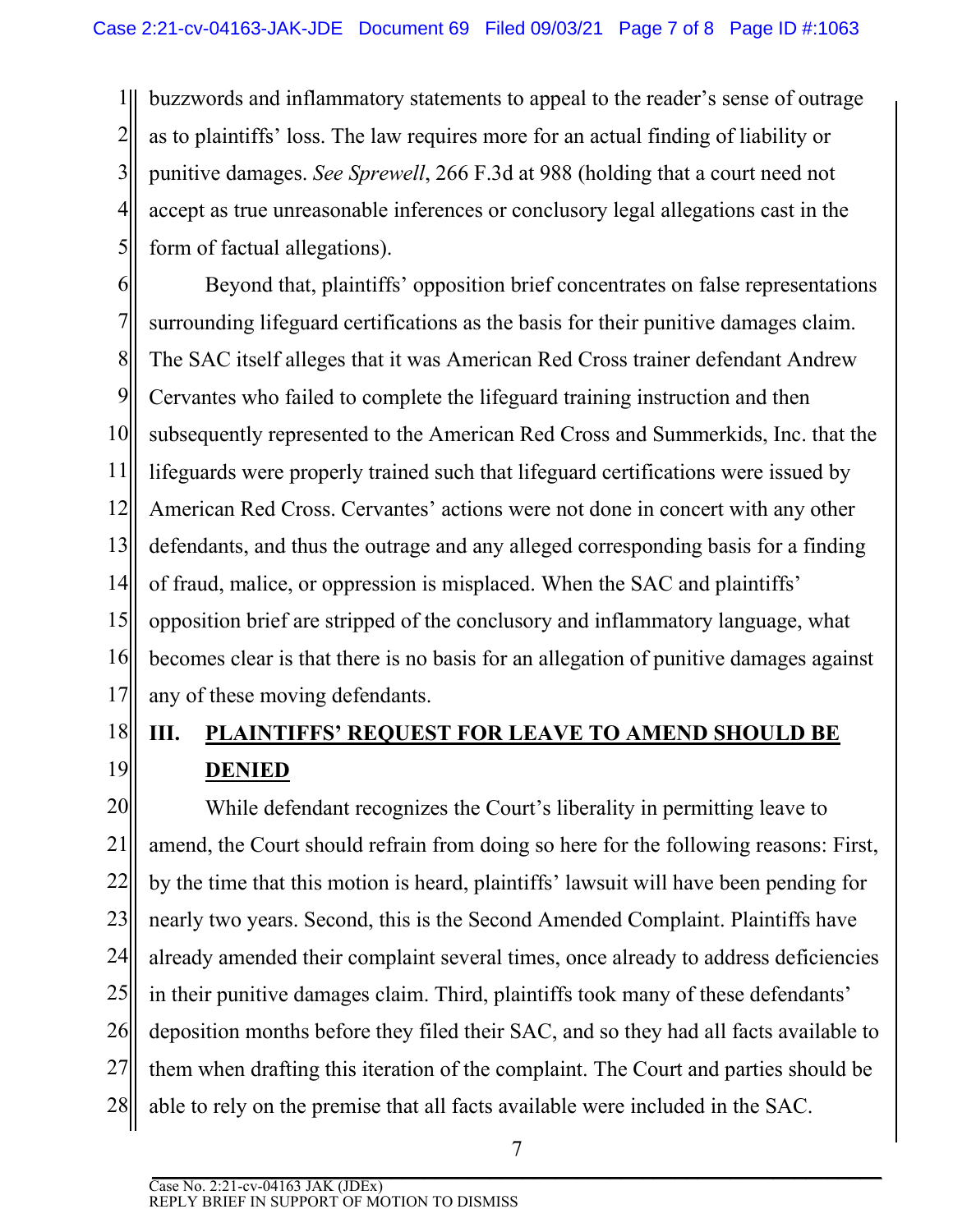buzzwords and inflammatory statements to appeal to the reader's sense of outrage as to plaintiffs' loss. The law requires more for an actual finding of liability or punitive damages. *See Sprewell*, 266 F.3d at 988 (holding that a court need not accept as true unreasonable inferences or conclusory legal allegations cast in the form of factual allegations).

Beyond that, plaintiffs' opposition brief concentrates on false representations surrounding lifeguard certifications as the basis for their punitive damages claim. The SAC itself alleges that it was American Red Cross trainer defendant Andrew Cervantes who failed to complete the lifeguard training instruction and then subsequently represented to the American Red Cross and Summerkids, Inc. that the lifeguards were properly trained such that lifeguard certifications were issued by American Red Cross. Cervantes' actions were not done in concert with any other defendants, and thus the outrage and any alleged corresponding basis for a finding of fraud, malice, or oppression is misplaced. When the SAC and plaintiffs' opposition brief are stripped of the conclusory and inflammatory language, what becomes clear is that there is no basis for an allegation of punitive damages against any of these moving defendants.

## III. PLAINTIFFS' REQUEST FOR LEAVE TO AMEND SHOULD BE DENIED

While defendant recognizes the Court's liberality in permitting leave to amend, the Court should refrain from doing so here for the following reasons: First, by the time that this motion is heard, plaintiffs' lawsuit will have been pending for nearly two years. Second, this is the Second Amended Complaint. Plaintiffs have already amended their complaint several times, once already to address deficiencies in their punitive damages claim. Third, plaintiffs took many of these defendants' deposition months before they filed their SAC, and so they had all facts available to them when drafting this iteration of the complaint. The Court and parties should be able to rely on the premise that all facts available were included in the SAC.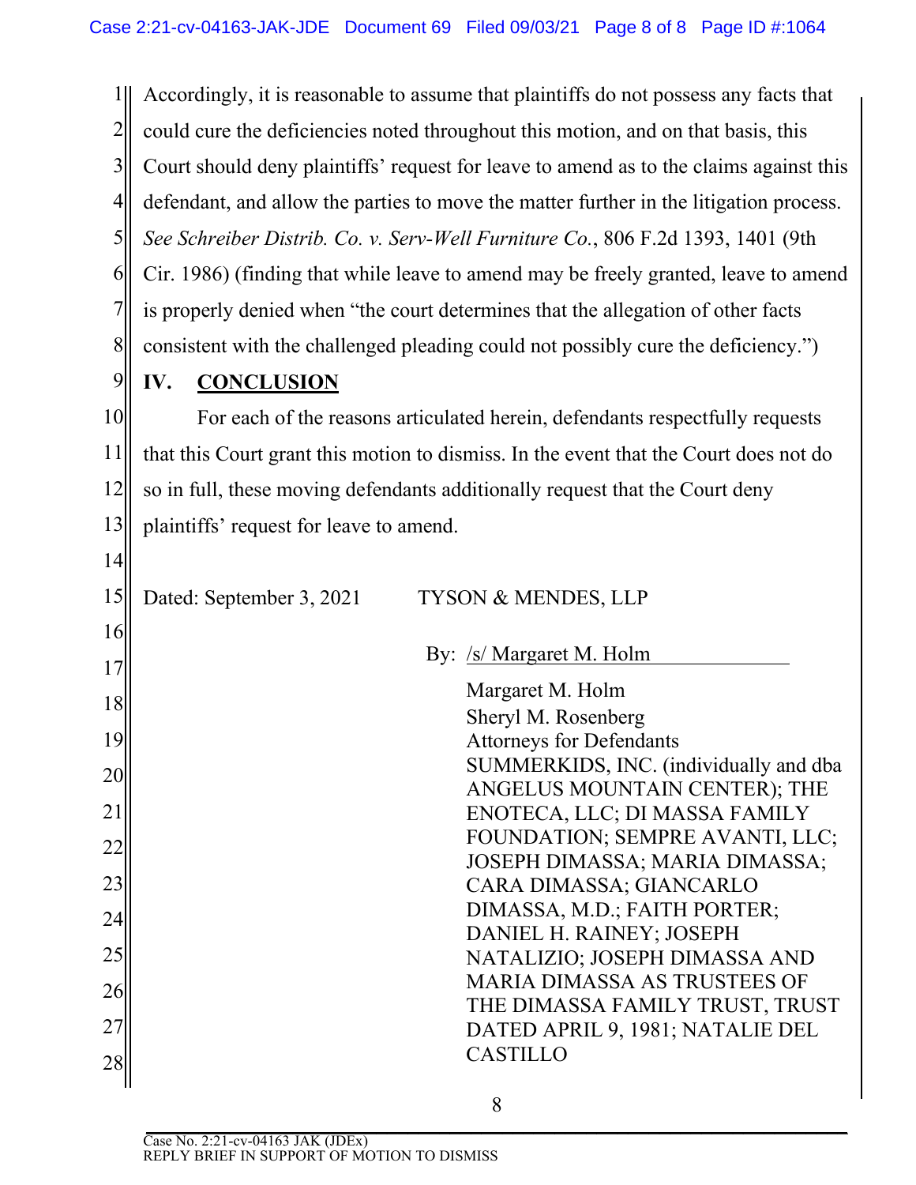Accordingly, it is reasonable to assume that plaintiffs do not possess any facts that could cure the deficiencies noted throughout this motion, and on that basis, this Court should deny plaintiffs' request for leave to amend as to the claims against this defendant, and allow the parties to move the matter further in the litigation process. *See Schreiber Distrib. Co. v. Serv-Well Furniture Co.*, 806 F.2d 1393, 1401 (9th Cir. 1986) (finding that while leave to amend may be freely granted, leave to amend is properly denied when "the court determines that the allegation of other facts consistent with the challenged pleading could not possibly cure the deficiency.")

## IV. CONCLUSION

For each of the reasons articulated herein, defendants respectfully requests that this Court grant this motion to dismiss. In the event that the Court does not do so in full, these moving defendants additionally request that the Court deny plaintiffs' request for leave to amend.

Dated: September 3, 2021

TYSON & MENDES, LLP

By: /s/ Margaret M. Holm

Margaret M. Holm
Sheryl M. Rosenberg
Attorneys for Defendants
SUMMERKIDS, INC. (individually and dba ANGELUS MOUNTAIN CENTER); THE ENOTECA, LLC; DI MASSA FAMILY FOUNDATION; SEMPRE AVANTI, LLC; JOSEPH DIMASSA; MARIA DIMASSA; CARA DIMASSA; GIANCARLO DIMASSA, M.D.; FAITH PORTER; DANIEL H. RAINEY; JOSEPH NATALIZIO; JOSEPH DIMASSA AND MARIA DIMASSA AS TRUSTEES OF THE DIMASSA FAMILY TRUST, TRUST DATED APRIL 9, 1981; NATALIE DEL CASTILLO